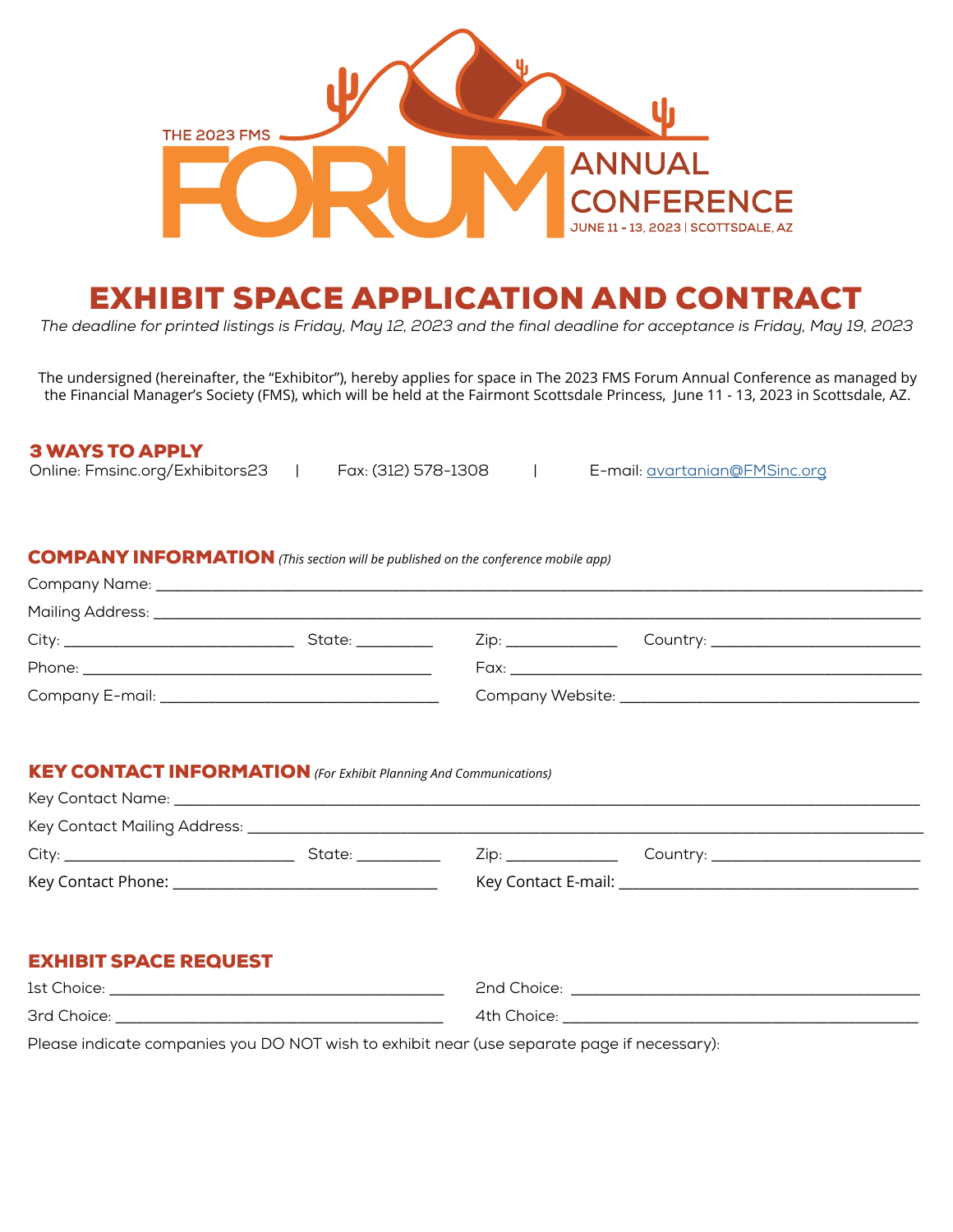THE 2023 FMS

# FORUM ANNUAL CONFERENCE

JUNE 11 - 13, 2023 | SCOTTSDALE, AZ

# EXHIBIT SPACE APPLICATION AND CONTRACT

*The deadline for printed listings is Friday, May 12, 2023 and the final deadline for acceptance is Friday, May 19, 2023*

The undersigned (hereinafter, the "Exhibitor"), hereby applies for space in The 2023 FMS Forum Annual Conference as managed by the Financial Manager's Society (FMS), which will be held at the Fairmont Scottsdale Princess, June 11 - 13, 2023 in Scottsdale, AZ.

## 3 WAYS TO APPLY

Online: Fmsinc.org/Exhibitors23 | Fax: (312) 578-1308 | E-mail: avartanian@FMSinc.org

## COMPANY INFORMATION *(This section will be published on the conference mobile app)*

Company Name: ______________________________

Mailing Address: ______________________________

City: ______________ State: ________ Zip: ________ Country: ______________

Phone: ______________________ Fax: ______________________

Company E-mail: ______________________ Company Website: ______________________

## KEY CONTACT INFORMATION *(For Exhibit Planning And Communications)*

Key Contact Name: ______________________________

Key Contact Mailing Address: ______________________________

City: ______________ State: ________ Zip: ________ Country: ______________

Key Contact Phone: ______________________ Key Contact E-mail: ______________________

## EXHIBIT SPACE REQUEST

1st Choice: ______________________ 2nd Choice: ______________________

3rd Choice: ______________________ 4th Choice: ______________________

Please indicate companies you DO NOT wish to exhibit near (use separate page if necessary):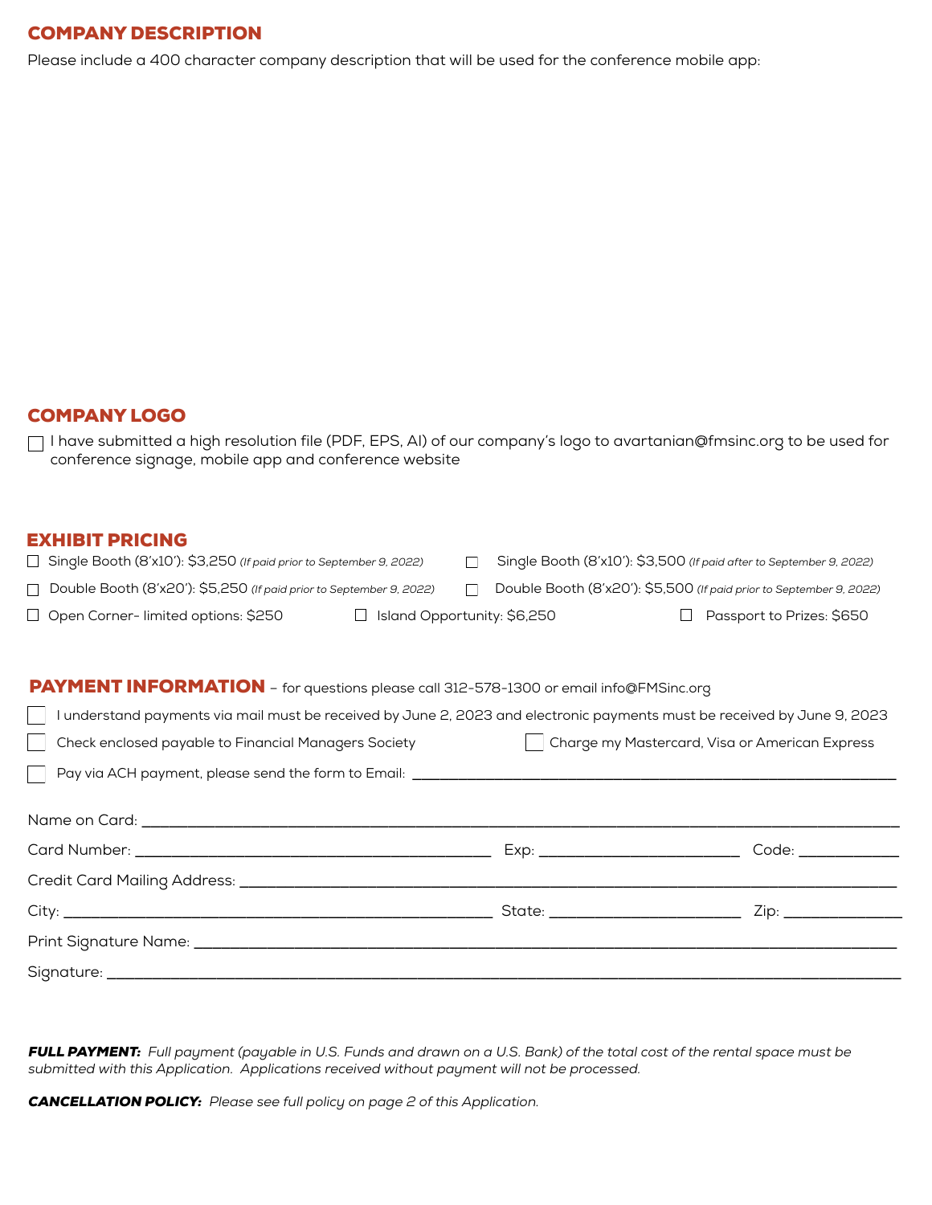## COMPANY DESCRIPTION

Please include a 400 character company description that will be used for the conference mobile app:

## COMPANY LOGO

☐ I have submitted a high resolution file (PDF, EPS, AI) of our company's logo to avartanian@fmsinc.org to be used for conference signage, mobile app and conference website

## EXHIBIT PRICING

☐ Single Booth (8'x10'): $3,250 *(If paid prior to September 9, 2022)*

☐ Single Booth (8'x10'): $3,500 *(If paid after to September 9, 2022)*

☐ Double Booth (8'x20'): $5,250 *(If paid prior to September 9, 2022)*

☐ Double Booth (8'x20'): $5,500 *(If paid prior to September 9, 2022)*

☐ Open Corner- limited options: $250

☐ Island Opportunity: $6,250

☐ Passport to Prizes: $650

## PAYMENT INFORMATION – for questions please call 312-578-1300 or email info@FMSinc.org

☐ I understand payments via mail must be received by June 2, 2023 and electronic payments must be received by June 9, 2023

☐ Check enclosed payable to Financial Managers Society

☐ Charge my Mastercard, Visa or American Express

☐ Pay via ACH payment, please send the form to Email: ____________________

Name on Card: ____________________

Card Number: ____________________ Exp: ____________________ Code: __________

Credit Card Mailing Address: ____________________

City: ____________________ State: ____________________ Zip: __________

Print Signature Name: ____________________

Signature: ____________________

***FULL PAYMENT:*** *Full payment (payable in U.S. Funds and drawn on a U.S. Bank) of the total cost of the rental space must be submitted with this Application. Applications received without payment will not be processed.*

***CANCELLATION POLICY:*** *Please see full policy on page 2 of this Application.*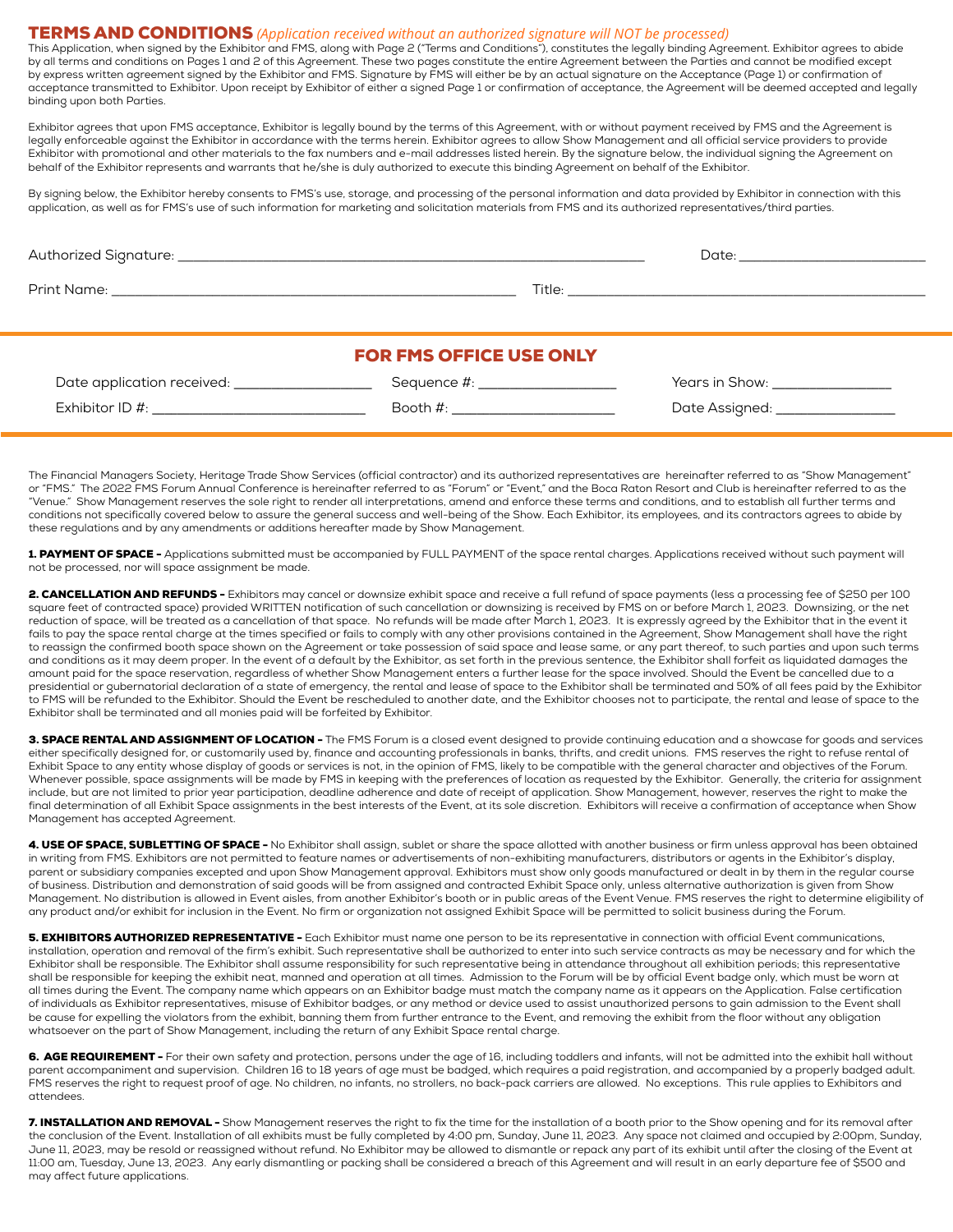## TERMS AND CONDITIONS *(Application received without an authorized signature will NOT be processed)*

This Application, when signed by the Exhibitor and FMS, along with Page 2 ("Terms and Conditions"), constitutes the legally binding Agreement. Exhibitor agrees to abide by all terms and conditions on Pages 1 and 2 of this Agreement. These two pages constitute the entire Agreement between the Parties and cannot be modified except by express written agreement signed by the Exhibitor and FMS. Signature by FMS will either be by an actual signature on the Acceptance (Page 1) or confirmation of acceptance transmitted to Exhibitor. Upon receipt by Exhibitor of either a signed Page 1 or confirmation of acceptance, the Agreement will be deemed accepted and legally binding upon both Parties.

Exhibitor agrees that upon FMS acceptance, Exhibitor is legally bound by the terms of this Agreement, with or without payment received by FMS and the Agreement is legally enforceable against the Exhibitor in accordance with the terms herein. Exhibitor agrees to allow Show Management and all official service providers to provide Exhibitor with promotional and other materials to the fax numbers and e-mail addresses listed herein. By the signature below, the individual signing the Agreement on behalf of the Exhibitor represents and warrants that he/she is duly authorized to execute this binding Agreement on behalf of the Exhibitor.

By signing below, the Exhibitor hereby consents to FMS's use, storage, and processing of the personal information and data provided by Exhibitor in connection with this application, as well as for FMS's use of such information for marketing and solicitation materials from FMS and its authorized representatives/third parties.

Authorized Signature: ______________________________ Date: ______________

Print Name: ______________________________ Title: ______________________________

### FOR FMS OFFICE USE ONLY

Date application received: ______________ Sequence #: ______________ Years in Show: ______________

Exhibitor ID #: ______________ Booth #: ______________ Date Assigned: ______________

The Financial Managers Society, Heritage Trade Show Services (official contractor) and its authorized representatives are hereinafter referred to as "Show Management" or "FMS." The 2022 FMS Forum Annual Conference is hereinafter referred to as "Forum" or "Event," and the Boca Raton Resort and Club is hereinafter referred to as the "Venue." Show Management reserves the sole right to render all interpretations, amend and enforce these terms and conditions, and to establish all further terms and conditions not specifically covered below to assure the general success and well-being of the Show. Each Exhibitor, its employees, and its contractors agrees to abide by these regulations and by any amendments or additions hereafter made by Show Management.

**1. PAYMENT OF SPACE -** Applications submitted must be accompanied by FULL PAYMENT of the space rental charges. Applications received without such payment will not be processed, nor will space assignment be made.

**2. CANCELLATION AND REFUNDS -** Exhibitors may cancel or downsize exhibit space and receive a full refund of space payments (less a processing fee of $250 per 100 square feet of contracted space) provided WRITTEN notification of such cancellation or downsizing is received by FMS on or before March 1, 2023. Downsizing, or the net reduction of space, will be treated as a cancellation of that space. No refunds will be made after March 1, 2023. It is expressly agreed by the Exhibitor that in the event it fails to pay the space rental charge at the times specified or fails to comply with any other provisions contained in the Agreement, Show Management shall have the right to reassign the confirmed booth space shown on the Agreement or take possession of said space and lease same, or any part thereof, to such parties and upon such terms and conditions as it may deem proper. In the event of a default by the Exhibitor, as set forth in the previous sentence, the Exhibitor shall forfeit as liquidated damages the amount paid for the space reservation, regardless of whether Show Management enters a further lease for the space involved. Should the Event be cancelled due to a presidential or gubernatorial declaration of a state of emergency, the rental and lease of space to the Exhibitor shall be terminated and 50% of all fees paid by the Exhibitor to FMS will be refunded to the Exhibitor. Should the Event be rescheduled to another date, and the Exhibitor chooses not to participate, the rental and lease of space to the Exhibitor shall be terminated and all monies paid will be forfeited by Exhibitor.

**3. SPACE RENTAL AND ASSIGNMENT OF LOCATION -** The FMS Forum is a closed event designed to provide continuing education and a showcase for goods and services either specifically designed for, or customarily used by, finance and accounting professionals in banks, thrifts, and credit unions. FMS reserves the right to refuse rental of Exhibit Space to any entity whose display of goods or services is not, in the opinion of FMS, likely to be compatible with the general character and objectives of the Forum. Whenever possible, space assignments will be made by FMS in keeping with the preferences of location as requested by the Exhibitor. Generally, the criteria for assignment include, but are not limited to prior year participation, deadline adherence and date of receipt of application. Show Management, however, reserves the right to make the final determination of all Exhibit Space assignments in the best interests of the Event, at its sole discretion. Exhibitors will receive a confirmation of acceptance when Show Management has accepted Agreement.

**4. USE OF SPACE, SUBLETTING OF SPACE -** No Exhibitor shall assign, sublet or share the space allotted with another business or firm unless approval has been obtained in writing from FMS. Exhibitors are not permitted to feature names or advertisements of non-exhibiting manufacturers, distributors or agents in the Exhibitor's display, parent or subsidiary companies excepted and upon Show Management approval. Exhibitors must show only goods manufactured or dealt in by them in the regular course of business. Distribution and demonstration of said goods will be from assigned and contracted Exhibit Space only, unless alternative authorization is given from Show Management. No distribution is allowed in Event aisles, from another Exhibitor's booth or in public areas of the Event Venue. FMS reserves the right to determine eligibility of any product and/or exhibit for inclusion in the Event. No firm or organization not assigned Exhibit Space will be permitted to solicit business during the Forum.

**5. EXHIBITORS AUTHORIZED REPRESENTATIVE -** Each Exhibitor must name one person to be its representative in connection with official Event communications, installation, operation and removal of the firm's exhibit. Such representative shall be authorized to enter into such service contracts as may be necessary and for which the Exhibitor shall be responsible. The Exhibitor shall assume responsibility for such representative being in attendance throughout all exhibition periods; this representative shall be responsible for keeping the exhibit neat, manned and operation at all times. Admission to the Forum will be by official Event badge only, which must be worn at all times during the Event. The company name which appears on an Exhibitor badge must match the company name as it appears on the Application. False certification of individuals as Exhibitor representatives, misuse of Exhibitor badges, or any method or device used to assist unauthorized persons to gain admission to the Event shall be cause for expelling the violators from the exhibit, banning them from further entrance to the Event, and removing the exhibit from the floor without any obligation whatsoever on the part of Show Management, including the return of any Exhibit Space rental charge.

**6. AGE REQUIREMENT -** For their own safety and protection, persons under the age of 16, including toddlers and infants, will not be admitted into the exhibit hall without parent accompaniment and supervision. Children 16 to 18 years of age must be badged, which requires a paid registration, and accompanied by a properly badged adult. FMS reserves the right to request proof of age. No children, no infants, no strollers, no back-pack carriers are allowed. No exceptions. This rule applies to Exhibitors and attendees.

**7. INSTALLATION AND REMOVAL -** Show Management reserves the right to fix the time for the installation of a booth prior to the Show opening and for its removal after the conclusion of the Event. Installation of all exhibits must be fully completed by 4:00 pm, Sunday, June 11, 2023. Any space not claimed and occupied by 2:00pm, Sunday, June 11, 2023, may be resold or reassigned without refund. No Exhibitor may be allowed to dismantle or repack any part of its exhibit until after the closing of the Event at 11:00 am, Tuesday, June 13, 2023. Any early dismantling or packing shall be considered a breach of this Agreement and will result in an early departure fee of $500 and may affect future applications.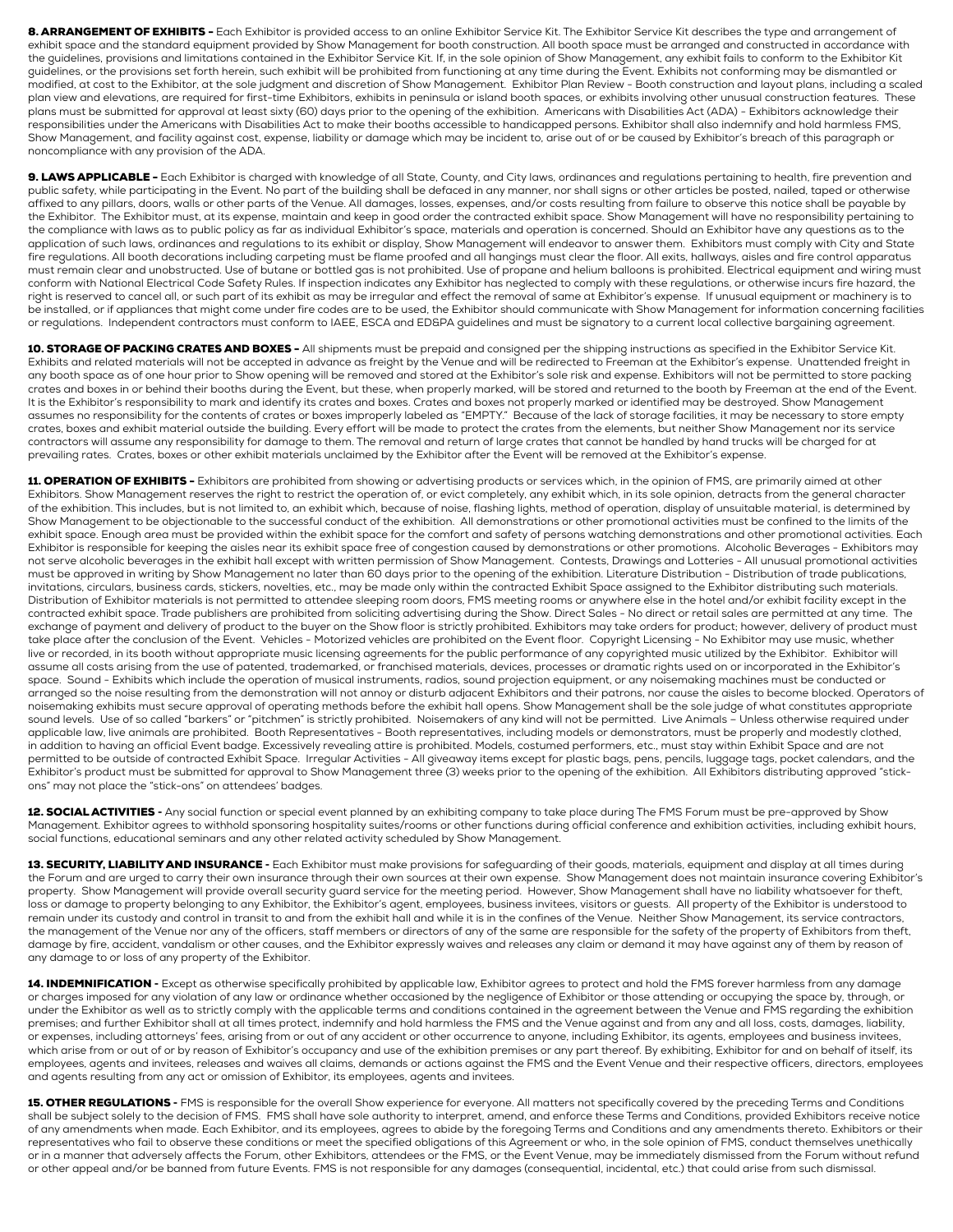**8. ARRANGEMENT OF EXHIBITS -** Each Exhibitor is provided access to an online Exhibitor Service Kit. The Exhibitor Service Kit describes the type and arrangement of exhibit space and the standard equipment provided by Show Management for booth construction. All booth space must be arranged and constructed in accordance with the guidelines, provisions and limitations contained in the Exhibitor Service Kit. If, in the sole opinion of Show Management, any exhibit fails to conform to the Exhibitor Kit guidelines, or the provisions set forth herein, such exhibit will be prohibited from functioning at any time during the Event. Exhibits not conforming may be dismantled or modified, at cost to the Exhibitor, at the sole judgment and discretion of Show Management. Exhibitor Plan Review - Booth construction and layout plans, including a scaled plan view and elevations, are required for first-time Exhibitors, exhibits in peninsula or island booth spaces, or exhibits involving other unusual construction features. These plans must be submitted for approval at least sixty (60) days prior to the opening of the exhibition. Americans with Disabilities Act (ADA) - Exhibitors acknowledge their responsibilities under the Americans with Disabilities Act to make their booths accessible to handicapped persons. Exhibitor shall also indemnify and hold harmless FMS, Show Management, and facility against cost, expense, liability or damage which may be incident to, arise out of or be caused by Exhibitor's breach of this paragraph or noncompliance with any provision of the ADA.

**9. LAWS APPLICABLE -** Each Exhibitor is charged with knowledge of all State, County, and City laws, ordinances and regulations pertaining to health, fire prevention and public safety, while participating in the Event. No part of the building shall be defaced in any manner, nor shall signs or other articles be posted, nailed, taped or otherwise affixed to any pillars, doors, walls or other parts of the Venue. All damages, losses, expenses, and/or costs resulting from failure to observe this notice shall be payable by the Exhibitor. The Exhibitor must, at its expense, maintain and keep in good order the contracted exhibit space. Show Management will have no responsibility pertaining to the compliance with laws as to public policy as far as individual Exhibitor's space, materials and operation is concerned. Should an Exhibitor have any questions as to the application of such laws, ordinances and regulations to its exhibit or display, Show Management will endeavor to answer them. Exhibitors must comply with City and State fire regulations. All booth decorations including carpeting must be flame proofed and all hangings must clear the floor. All exits, hallways, aisles and fire control apparatus must remain clear and unobstructed. Use of butane or bottled gas is not prohibited. Use of propane and helium balloons is prohibited. Electrical equipment and wiring must conform with National Electrical Code Safety Rules. If inspection indicates any Exhibitor has neglected to comply with these regulations, or otherwise incurs fire hazard, the right is reserved to cancel all, or such part of its exhibit as may be irregular and effect the removal of same at Exhibitor's expense. If unusual equipment or machinery is to be installed, or if appliances that might come under fire codes are to be used, the Exhibitor should communicate with Show Management for information concerning facilities or regulations. Independent contractors must conform to IAEE, ESCA and ED&PA guidelines and must be signatory to a current local collective bargaining agreement.

**10. STORAGE OF PACKING CRATES AND BOXES -** All shipments must be prepaid and consigned per the shipping instructions as specified in the Exhibitor Service Kit. Exhibits and related materials will not be accepted in advance as freight by the Venue and will be redirected to Freeman at the Exhibitor's expense. Unattended freight in any booth space as of one hour prior to Show opening will be removed and stored at the Exhibitor's sole risk and expense. Exhibitors will not be permitted to store packing crates and boxes in or behind their booths during the Event, but these, when properly marked, will be stored and returned to the booth by Freeman at the end of the Event. It is the Exhibitor's responsibility to mark and identify its crates and boxes. Crates and boxes not properly marked or identified may be destroyed. Show Management assumes no responsibility for the contents of crates or boxes improperly labeled as "EMPTY." Because of the lack of storage facilities, it may be necessary to store empty crates, boxes and exhibit material outside the building. Every effort will be made to protect the crates from the elements, but neither Show Management nor its service contractors will assume any responsibility for damage to them. The removal and return of large crates that cannot be handled by hand trucks will be charged for at prevailing rates. Crates, boxes or other exhibit materials unclaimed by the Exhibitor after the Event will be removed at the Exhibitor's expense.

**11. OPERATION OF EXHIBITS -** Exhibitors are prohibited from showing or advertising products or services which, in the opinion of FMS, are primarily aimed at other Exhibitors. Show Management reserves the right to restrict the operation of, or evict completely, any exhibit which, in its sole opinion, detracts from the general character of the exhibition. This includes, but is not limited to, an exhibit which, because of noise, flashing lights, method of operation, display of unsuitable material, is determined by Show Management to be objectionable to the successful conduct of the exhibition. All demonstrations or other promotional activities must be confined to the limits of the exhibit space. Enough area must be provided within the exhibit space for the comfort and safety of persons watching demonstrations and other promotional activities. Each Exhibitor is responsible for keeping the aisles near its exhibit space free of congestion caused by demonstrations or other promotions. Alcoholic Beverages - Exhibitors may not serve alcoholic beverages in the exhibit hall except with written permission of Show Management. Contests, Drawings and Lotteries - All unusual promotional activities must be approved in writing by Show Management no later than 60 days prior to the opening of the exhibition. Literature Distribution - Distribution of trade publications, invitations, circulars, business cards, stickers, novelties, etc., may be made only within the contracted Exhibit Space assigned to the Exhibitor distributing such materials. Distribution of Exhibitor materials is not permitted to attendee sleeping room doors, FMS meeting rooms or anywhere else in the hotel and/or exhibit facility except in the contracted exhibit space. Trade publishers are prohibited from soliciting advertising during the Show. Direct Sales - No direct or retail sales are permitted at any time. The exchange of payment and delivery of product to the buyer on the Show floor is strictly prohibited. Exhibitors may take orders for product; however, delivery of product must take place after the conclusion of the Event. Vehicles - Motorized vehicles are prohibited on the Event floor. Copyright Licensing - No Exhibitor may use music, whether live or recorded, in its booth without appropriate music licensing agreements for the public performance of any copyrighted music utilized by the Exhibitor. Exhibitor will assume all costs arising from the use of patented, trademarked, or franchised materials, devices, processes or dramatic rights used on or incorporated in the Exhibitor's space. Sound - Exhibits which include the operation of musical instruments, radios, sound projection equipment, or any noisemaking machines must be conducted or arranged so the noise resulting from the demonstration will not annoy or disturb adjacent Exhibitors and their patrons, nor cause the aisles to become blocked. Operators of noisemaking exhibits must secure approval of operating methods before the exhibit hall opens. Show Management shall be the sole judge of what constitutes appropriate sound levels. Use of so called "barkers" or "pitchmen" is strictly prohibited. Noisemakers of any kind will not be permitted. Live Animals – Unless otherwise required under applicable law, live animals are prohibited. Booth Representatives - Booth representatives, including models or demonstrators, must be properly and modestly clothed, in addition to having an official Event badge. Excessively revealing attire is prohibited. Models, costumed performers, etc., must stay within Exhibit Space and are not permitted to be outside of contracted Exhibit Space. Irregular Activities - All giveaway items except for plastic bags, pens, pencils, luggage tags, pocket calendars, and the Exhibitor's product must be submitted for approval to Show Management three (3) weeks prior to the opening of the exhibition. All Exhibitors distributing approved "stick-ons" may not place the "stick-ons" on attendees' badges.

**12. SOCIAL ACTIVITIES -** Any social function or special event planned by an exhibiting company to take place during The FMS Forum must be pre-approved by Show Management. Exhibitor agrees to withhold sponsoring hospitality suites/rooms or other functions during official conference and exhibition activities, including exhibit hours, social functions, educational seminars and any other related activity scheduled by Show Management.

**13. SECURITY, LIABILITY AND INSURANCE -** Each Exhibitor must make provisions for safeguarding of their goods, materials, equipment and display at all times during the Forum and are urged to carry their own insurance through their own sources at their own expense. Show Management does not maintain insurance covering Exhibitor's property. Show Management will provide overall security guard service for the meeting period. However, Show Management shall have no liability whatsoever for theft, loss or damage to property belonging to any Exhibitor, the Exhibitor's agent, employees, business invitees, visitors or guests. All property of the Exhibitor is understood to remain under its custody and control in transit to and from the exhibit hall and while it is in the confines of the Venue. Neither Show Management, its service contractors, the management of the Venue nor any of the officers, staff members or directors of any of the same are responsible for the safety of the property of Exhibitors from theft, damage by fire, accident, vandalism or other causes, and the Exhibitor expressly waives and releases any claim or demand it may have against any of them by reason of any damage to or loss of any property of the Exhibitor.

**14. INDEMNIFICATION -** Except as otherwise specifically prohibited by applicable law, Exhibitor agrees to protect and hold the FMS forever harmless from any damage or charges imposed for any violation of any law or ordinance whether occasioned by the negligence of Exhibitor or those attending or occupying the space by, through, or under the Exhibitor as well as to strictly comply with the applicable terms and conditions contained in the agreement between the Venue and FMS regarding the exhibition premises; and further Exhibitor shall at all times protect, indemnify and hold harmless the FMS and the Venue against and from any and all loss, costs, damages, liability, or expenses, including attorneys' fees, arising from or out of any accident or other occurrence to anyone, including Exhibitor, its agents, employees and business invitees, which arise from or out of or by reason of Exhibitor's occupancy and use of the exhibition premises or any part thereof. By exhibiting, Exhibitor for and on behalf of itself, its employees, agents and invitees, releases and waives all claims, demands or actions against the FMS and the Event Venue and their respective officers, directors, employees and agents resulting from any act or omission of Exhibitor, its employees, agents and invitees.

**15. OTHER REGULATIONS -** FMS is responsible for the overall Show experience for everyone. All matters not specifically covered by the preceding Terms and Conditions shall be subject solely to the decision of FMS. FMS shall have sole authority to interpret, amend, and enforce these Terms and Conditions, provided Exhibitors receive notice of any amendments when made. Each Exhibitor, and its employees, agrees to abide by the foregoing Terms and Conditions and any amendments thereto. Exhibitors or their representatives who fail to observe these conditions or meet the specified obligations of this Agreement or who, in the sole opinion of FMS, conduct themselves unethically or in a manner that adversely affects the Forum, other Exhibitors, attendees or the FMS, or the Event Venue, may be immediately dismissed from the Forum without refund or other appeal and/or be banned from future Events. FMS is not responsible for any damages (consequential, incidental, etc.) that could arise from such dismissal.